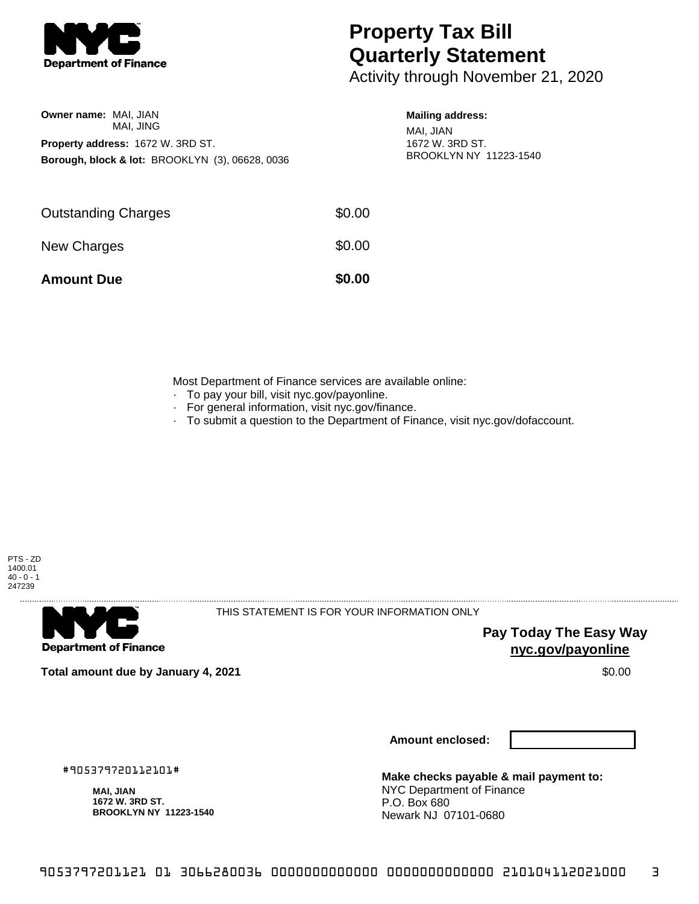# Property Tax Bill Quarterly Statement

Activity through November 21, 2020

**Owner name:** MAI, JIAN
MAI, JING

**Property address:** 1672 W. 3RD ST.

**Borough, block & lot:** BROOKLYN (3), 06628, 0036

**Mailing address:**
MAI, JIAN
1672 W. 3RD ST.
BROOKLYN NY 11223-1540

| | |
|---|---|
| Outstanding Charges | $0.00 |
| New Charges | $0.00 |
| **Amount Due** | **$0.00** |

Most Department of Finance services are available online:

- To pay your bill, visit nyc.gov/payonline.
- For general information, visit nyc.gov/finance.
- To submit a question to the Department of Finance, visit nyc.gov/dofaccount.

PTS - ZD
1400.01
40 - 0 - 1
247239

THIS STATEMENT IS FOR YOUR INFORMATION ONLY

**Pay Today The Easy Way**
**nyc.gov/payonline**

**Total amount due by January 4, 2021** $0.00

**Amount enclosed:**

#905379720112101#

**MAI, JIAN**
**1672 W. 3RD ST.**
**BROOKLYN NY 11223-1540**

**Make checks payable & mail payment to:**
NYC Department of Finance
P.O. Box 680
Newark NJ 07101-0680

9053797201121 01 3066280036 0000000000000 0000000000000 210104112021000 3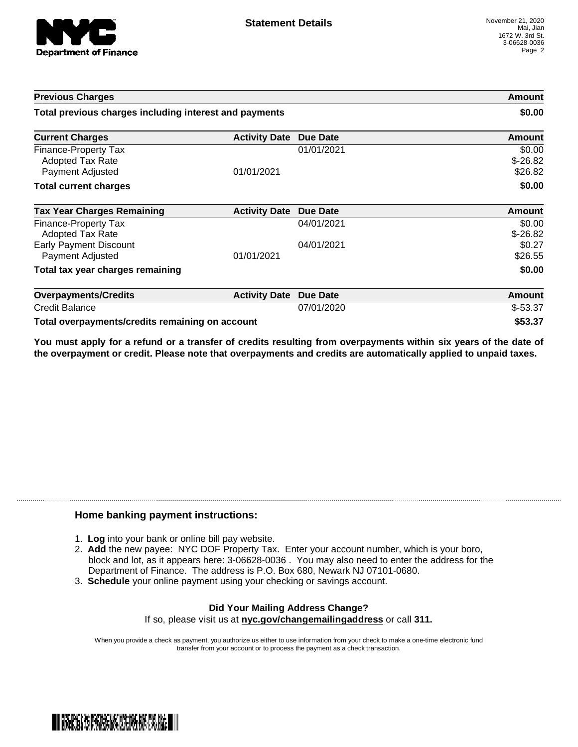# Statement Details

November 21, 2020
Mai, Jian
1672 W. 3rd St.
3-06628-0036

| Previous Charges | | | Amount |
|---|---|---|---|
| **Total previous charges including interest and payments** | | | **$0.00** |

| Current Charges | Activity Date | Due Date | Amount |
|---|---|---|---|
| Finance-Property Tax | | 01/01/2021 | $0.00 |
| Adopted Tax Rate | | | $-26.82 |
| Payment Adjusted | 01/01/2021 | | $26.82 |
| **Total current charges** | | | **$0.00** |

| Tax Year Charges Remaining | Activity Date | Due Date | Amount |
|---|---|---|---|
| Finance-Property Tax | | 04/01/2021 | $0.00 |
| Adopted Tax Rate | | | $-26.82 |
| Early Payment Discount | | 04/01/2021 | $0.27 |
| Payment Adjusted | 01/01/2021 | | $26.55 |
| **Total tax year charges remaining** | | | **$0.00** |

| Overpayments/Credits | Activity Date | Due Date | Amount |
|---|---|---|---|
| Credit Balance | | 07/01/2020 | $-53.37 |
| **Total overpayments/credits remaining on account** | | | **$53.37** |

**You must apply for a refund or a transfer of credits resulting from overpayments within six years of the date of the overpayment or credit. Please note that overpayments and credits are automatically applied to unpaid taxes.**

## Home banking payment instructions:

1. **Log** into your bank or online bill pay website.
2. **Add** the new payee: NYC DOF Property Tax. Enter your account number, which is your boro, block and lot, as it appears here: 3-06628-0036 . You may also need to enter the address for the Department of Finance. The address is P.O. Box 680, Newark NJ 07101-0680.
3. **Schedule** your online payment using your checking or savings account.

**Did Your Mailing Address Change?**

If so, please visit us at **nyc.gov/changemailingaddress** or call **311.**

When you provide a check as payment, you authorize us either to use information from your check to make a one-time electronic fund transfer from your account or to process the payment as a check transaction.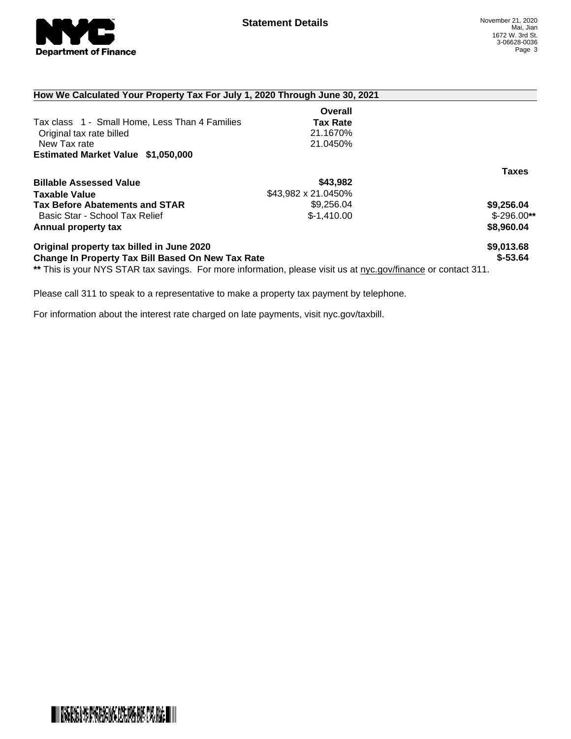**Statement Details**

November 21, 2020
Mai, Jian
1672 W. 3rd St.
3-06628-0036

## How We Calculated Your Property Tax For July 1, 2020 Through June 30, 2021

| | Overall Tax Rate | |
|---|---|---|
| Tax class 1 - Small Home, Less Than 4 Families | | |
| Original tax rate billed | 21.1670% | |
| New Tax rate | 21.0450% | |
| **Estimated Market Value $1,050,000** | | |
| | | **Taxes** |
| **Billable Assessed Value** | **$43,982** | |
| **Taxable Value** | $43,982 x 21.0450% | |
| **Tax Before Abatements and STAR** | $9,256.04 | **$9,256.04** |
| Basic Star - School Tax Relief | $-1,410.00 | $-296.00** |
| **Annual property tax** | | **$8,960.04** |
| **Original property tax billed in June 2020** | | **$9,013.68** |
| **Change In Property Tax Bill Based On New Tax Rate** | | **$-53.64** |

** This is your NYS STAR tax savings. For more information, please visit us at nyc.gov/finance or contact 311.

Please call 311 to speak to a representative to make a property tax payment by telephone.

For information about the interest rate charged on late payments, visit nyc.gov/taxbill.